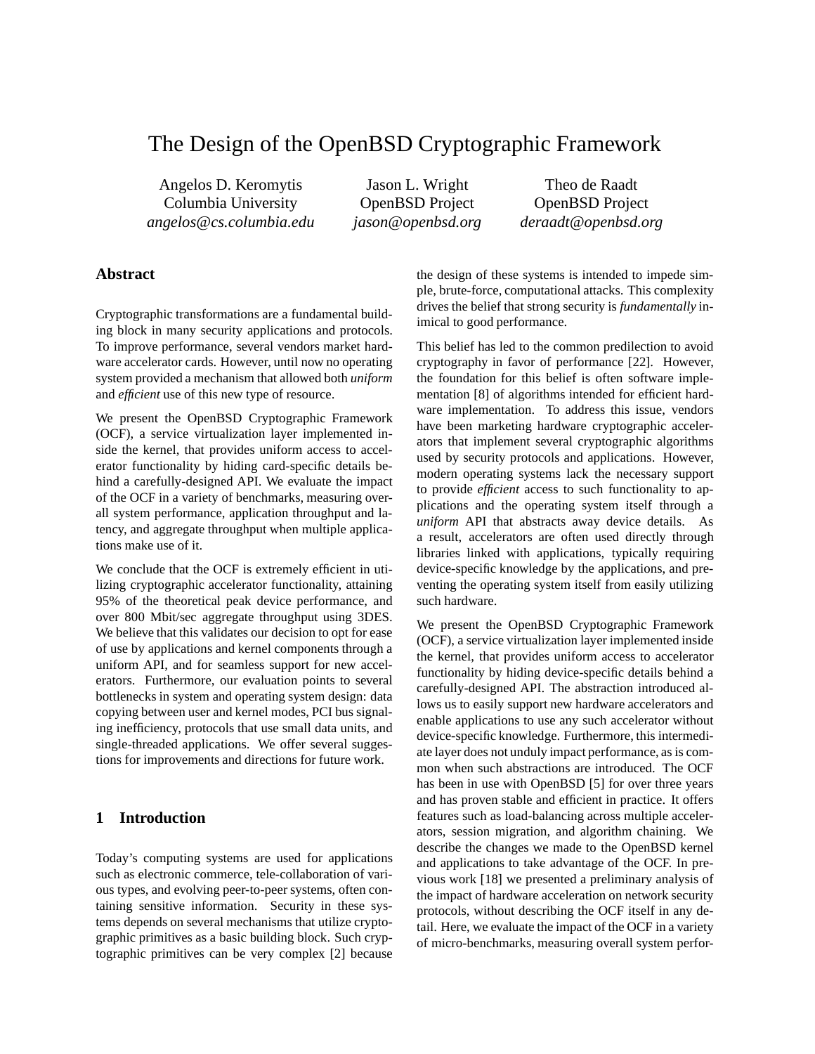# The Design of the OpenBSD Cryptographic Framework

Angelos D. Keromytis
Columbia University
*angelos@cs.columbia.edu*

Jason L. Wright
OpenBSD Project
*jason@openbsd.org*

Theo de Raadt
OpenBSD Project
*deraadt@openbsd.org*

## Abstract

Cryptographic transformations are a fundamental building block in many security applications and protocols. To improve performance, several vendors market hardware accelerator cards. However, until now no operating system provided a mechanism that allowed both *uniform* and *efficient* use of this new type of resource.

We present the OpenBSD Cryptographic Framework (OCF), a service virtualization layer implemented inside the kernel, that provides uniform access to accelerator functionality by hiding card-specific details behind a carefully-designed API. We evaluate the impact of the OCF in a variety of benchmarks, measuring overall system performance, application throughput and latency, and aggregate throughput when multiple applications make use of it.

We conclude that the OCF is extremely efficient in utilizing cryptographic accelerator functionality, attaining 95% of the theoretical peak device performance, and over 800 Mbit/sec aggregate throughput using 3DES. We believe that this validates our decision to opt for ease of use by applications and kernel components through a uniform API, and for seamless support for new accelerators. Furthermore, our evaluation points to several bottlenecks in system and operating system design: data copying between user and kernel modes, PCI bus signaling inefficiency, protocols that use small data units, and single-threaded applications. We offer several suggestions for improvements and directions for future work.

## 1 Introduction

Today's computing systems are used for applications such as electronic commerce, tele-collaboration of various types, and evolving peer-to-peer systems, often containing sensitive information. Security in these systems depends on several mechanisms that utilize cryptographic primitives as a basic building block. Such cryptographic primitives can be very complex [2] because the design of these systems is intended to impede simple, brute-force, computational attacks. This complexity drives the belief that strong security is *fundamentally* inimical to good performance.

This belief has led to the common predilection to avoid cryptography in favor of performance [22]. However, the foundation for this belief is often software implementation [8] of algorithms intended for efficient hardware implementation. To address this issue, vendors have been marketing hardware cryptographic accelerators that implement several cryptographic algorithms used by security protocols and applications. However, modern operating systems lack the necessary support to provide *efficient* access to such functionality to applications and the operating system itself through a *uniform* API that abstracts away device details. As a result, accelerators are often used directly through libraries linked with applications, typically requiring device-specific knowledge by the applications, and preventing the operating system itself from easily utilizing such hardware.

We present the OpenBSD Cryptographic Framework (OCF), a service virtualization layer implemented inside the kernel, that provides uniform access to accelerator functionality by hiding device-specific details behind a carefully-designed API. The abstraction introduced allows us to easily support new hardware accelerators and enable applications to use any such accelerator without device-specific knowledge. Furthermore, this intermediate layer does not unduly impact performance, as is common when such abstractions are introduced. The OCF has been in use with OpenBSD [5] for over three years and has proven stable and efficient in practice. It offers features such as load-balancing across multiple accelerators, session migration, and algorithm chaining. We describe the changes we made to the OpenBSD kernel and applications to take advantage of the OCF. In previous work [18] we presented a preliminary analysis of the impact of hardware acceleration on network security protocols, without describing the OCF itself in any detail. Here, we evaluate the impact of the OCF in a variety of micro-benchmarks, measuring overall system perfor-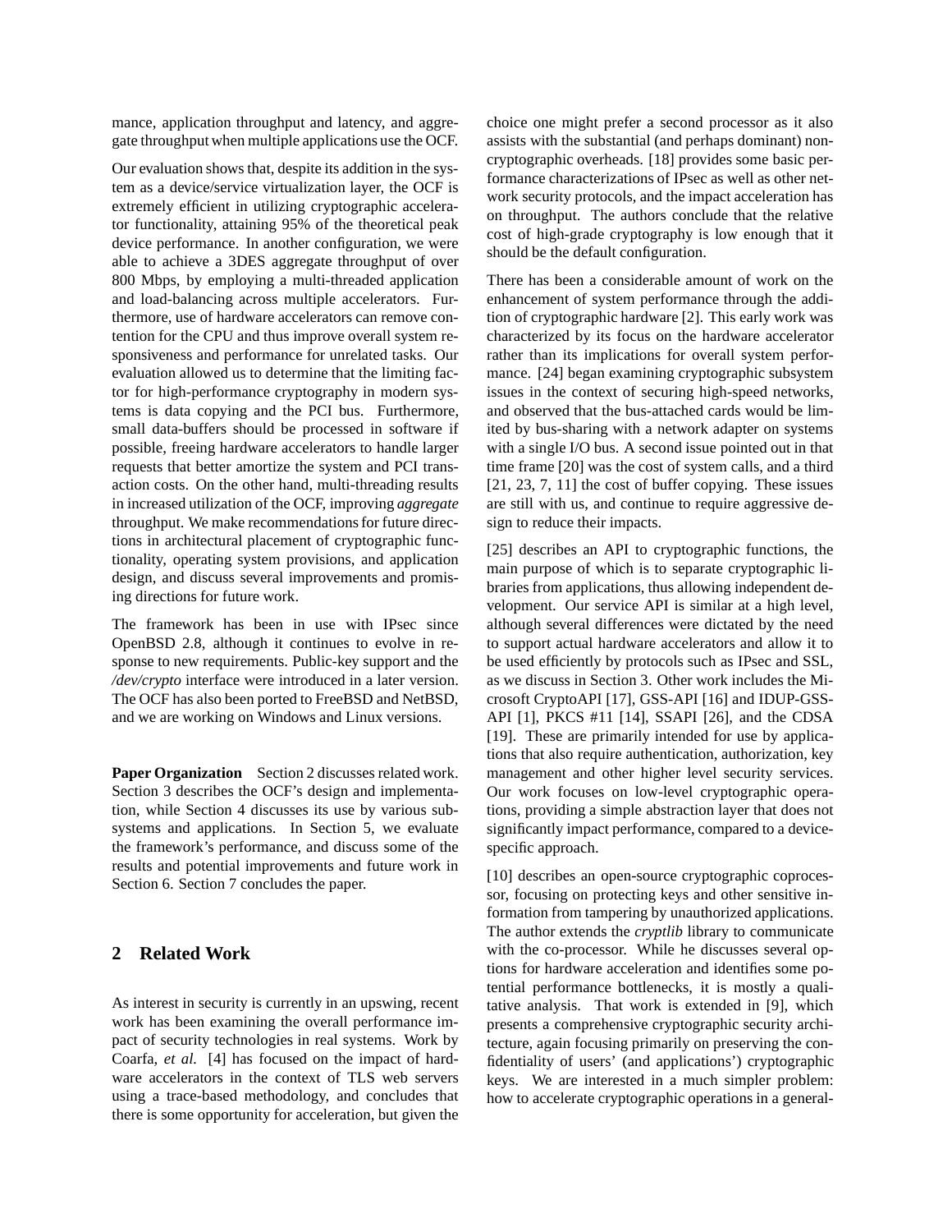mance, application throughput and latency, and aggregate throughput when multiple applications use the OCF.

Our evaluation shows that, despite its addition in the system as a device/service virtualization layer, the OCF is extremely efficient in utilizing cryptographic accelerator functionality, attaining 95% of the theoretical peak device performance. In another configuration, we were able to achieve a 3DES aggregate throughput of over 800 Mbps, by employing a multi-threaded application and load-balancing across multiple accelerators. Furthermore, use of hardware accelerators can remove contention for the CPU and thus improve overall system responsiveness and performance for unrelated tasks. Our evaluation allowed us to determine that the limiting factor for high-performance cryptography in modern systems is data copying and the PCI bus. Furthermore, small data-buffers should be processed in software if possible, freeing hardware accelerators to handle larger requests that better amortize the system and PCI transaction costs. On the other hand, multi-threading results in increased utilization of the OCF, improving *aggregate* throughput. We make recommendations for future directions in architectural placement of cryptographic functionality, operating system provisions, and application design, and discuss several improvements and promising directions for future work.

The framework has been in use with IPsec since OpenBSD 2.8, although it continues to evolve in response to new requirements. Public-key support and the */dev/crypto* interface were introduced in a later version. The OCF has also been ported to FreeBSD and NetBSD, and we are working on Windows and Linux versions.

**Paper Organization** Section 2 discusses related work. Section 3 describes the OCF's design and implementation, while Section 4 discusses its use by various subsystems and applications. In Section 5, we evaluate the framework's performance, and discuss some of the results and potential improvements and future work in Section 6. Section 7 concludes the paper.

## 2 Related Work

As interest in security is currently in an upswing, recent work has been examining the overall performance impact of security technologies in real systems. Work by Coarfa, *et al.* [4] has focused on the impact of hardware accelerators in the context of TLS web servers using a trace-based methodology, and concludes that there is some opportunity for acceleration, but given the choice one might prefer a second processor as it also assists with the substantial (and perhaps dominant) non-cryptographic overheads. [18] provides some basic performance characterizations of IPsec as well as other network security protocols, and the impact acceleration has on throughput. The authors conclude that the relative cost of high-grade cryptography is low enough that it should be the default configuration.

There has been a considerable amount of work on the enhancement of system performance through the addition of cryptographic hardware [2]. This early work was characterized by its focus on the hardware accelerator rather than its implications for overall system performance. [24] began examining cryptographic subsystem issues in the context of securing high-speed networks, and observed that the bus-attached cards would be limited by bus-sharing with a network adapter on systems with a single I/O bus. A second issue pointed out in that time frame [20] was the cost of system calls, and a third [21, 23, 7, 11] the cost of buffer copying. These issues are still with us, and continue to require aggressive design to reduce their impacts.

[25] describes an API to cryptographic functions, the main purpose of which is to separate cryptographic libraries from applications, thus allowing independent development. Our service API is similar at a high level, although several differences were dictated by the need to support actual hardware accelerators and allow it to be used efficiently by protocols such as IPsec and SSL, as we discuss in Section 3. Other work includes the Microsoft CryptoAPI [17], GSS-API [16] and IDUP-GSS-API [1], PKCS #11 [14], SSAPI [26], and the CDSA [19]. These are primarily intended for use by applications that also require authentication, authorization, key management and other higher level security services. Our work focuses on low-level cryptographic operations, providing a simple abstraction layer that does not significantly impact performance, compared to a device-specific approach.

[10] describes an open-source cryptographic coprocessor, focusing on protecting keys and other sensitive information from tampering by unauthorized applications. The author extends the *cryptlib* library to communicate with the co-processor. While he discusses several options for hardware acceleration and identifies some potential performance bottlenecks, it is mostly a qualitative analysis. That work is extended in [9], which presents a comprehensive cryptographic security architecture, again focusing primarily on preserving the confidentiality of users' (and applications') cryptographic keys. We are interested in a much simpler problem: how to accelerate cryptographic operations in a general-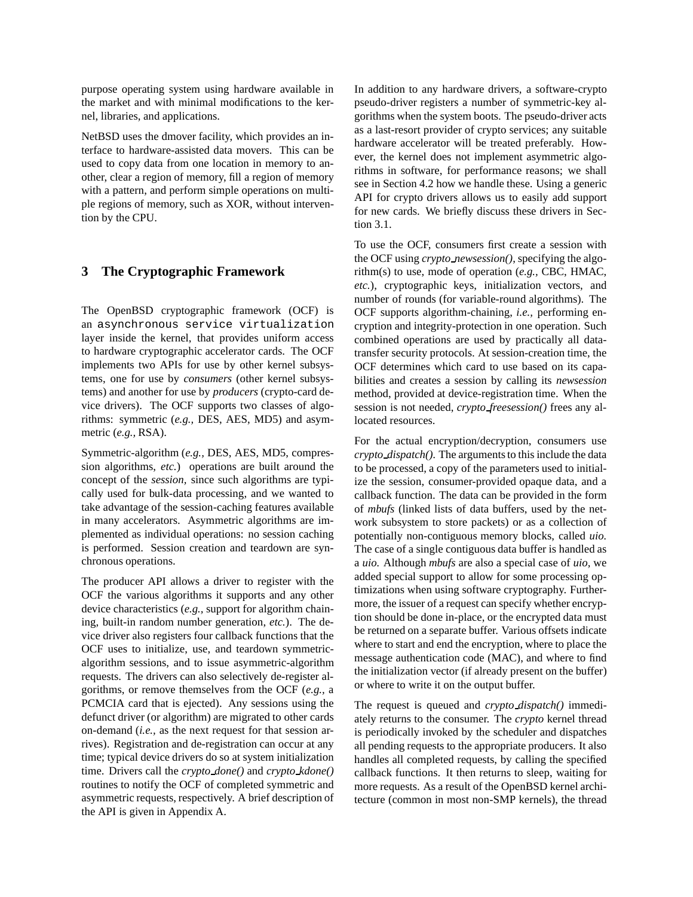purpose operating system using hardware available in the market and with minimal modifications to the kernel, libraries, and applications.

NetBSD uses the dmover facility, which provides an interface to hardware-assisted data movers. This can be used to copy data from one location in memory to another, clear a region of memory, fill a region of memory with a pattern, and perform simple operations on multiple regions of memory, such as XOR, without intervention by the CPU.

## 3 The Cryptographic Framework

The OpenBSD cryptographic framework (OCF) is an `asynchronous service virtualization` layer inside the kernel, that provides uniform access to hardware cryptographic accelerator cards. The OCF implements two APIs for use by other kernel subsystems, one for use by *consumers* (other kernel subsystems) and another for use by *producers* (crypto-card device drivers). The OCF supports two classes of algorithms: symmetric (*e.g.,* DES, AES, MD5) and asymmetric (*e.g.,* RSA).

Symmetric-algorithm (*e.g.,* DES, AES, MD5, compression algorithms, *etc.*) operations are built around the concept of the *session*, since such algorithms are typically used for bulk-data processing, and we wanted to take advantage of the session-caching features available in many accelerators. Asymmetric algorithms are implemented as individual operations: no session caching is performed. Session creation and teardown are synchronous operations.

The producer API allows a driver to register with the OCF the various algorithms it supports and any other device characteristics (*e.g.,* support for algorithm chaining, built-in random number generation, *etc.*). The device driver also registers four callback functions that the OCF uses to initialize, use, and teardown symmetric-algorithm sessions, and to issue asymmetric-algorithm requests. The drivers can also selectively de-register algorithms, or remove themselves from the OCF (*e.g.,* a PCMCIA card that is ejected). Any sessions using the defunct driver (or algorithm) are migrated to other cards on-demand (*i.e.,* as the next request for that session arrives). Registration and de-registration can occur at any time; typical device drivers do so at system initialization time. Drivers call the *crypto_done()* and *crypto_kdone()* routines to notify the OCF of completed symmetric and asymmetric requests, respectively. A brief description of the API is given in Appendix A.

In addition to any hardware drivers, a software-crypto pseudo-driver registers a number of symmetric-key algorithms when the system boots. The pseudo-driver acts as a last-resort provider of crypto services; any suitable hardware accelerator will be treated preferably. However, the kernel does not implement asymmetric algorithms in software, for performance reasons; we shall see in Section 4.2 how we handle these. Using a generic API for crypto drivers allows us to easily add support for new cards. We briefly discuss these drivers in Section 3.1.

To use the OCF, consumers first create a session with the OCF using *crypto_newsession()*, specifying the algorithm(s) to use, mode of operation (*e.g.,* CBC, HMAC, *etc.*), cryptographic keys, initialization vectors, and number of rounds (for variable-round algorithms). The OCF supports algorithm-chaining, *i.e.,* performing encryption and integrity-protection in one operation. Such combined operations are used by practically all data-transfer security protocols. At session-creation time, the OCF determines which card to use based on its capabilities and creates a session by calling its *newsession* method, provided at device-registration time. When the session is not needed, *crypto_freesession()* frees any allocated resources.

For the actual encryption/decryption, consumers use *crypto_dispatch()*. The arguments to this include the data to be processed, a copy of the parameters used to initialize the session, consumer-provided opaque data, and a callback function. The data can be provided in the form of *mbufs* (linked lists of data buffers, used by the network subsystem to store packets) or as a collection of potentially non-contiguous memory blocks, called *uio*. The case of a single contiguous data buffer is handled as a *uio*. Although *mbufs* are also a special case of *uio*, we added special support to allow for some processing optimizations when using software cryptography. Furthermore, the issuer of a request can specify whether encryption should be done in-place, or the encrypted data must be returned on a separate buffer. Various offsets indicate where to start and end the encryption, where to place the message authentication code (MAC), and where to find the initialization vector (if already present on the buffer) or where to write it on the output buffer.

The request is queued and *crypto_dispatch()* immediately returns to the consumer. The *crypto* kernel thread is periodically invoked by the scheduler and dispatches all pending requests to the appropriate producers. It also handles all completed requests, by calling the specified callback functions. It then returns to sleep, waiting for more requests. As a result of the OpenBSD kernel architecture (common in most non-SMP kernels), the thread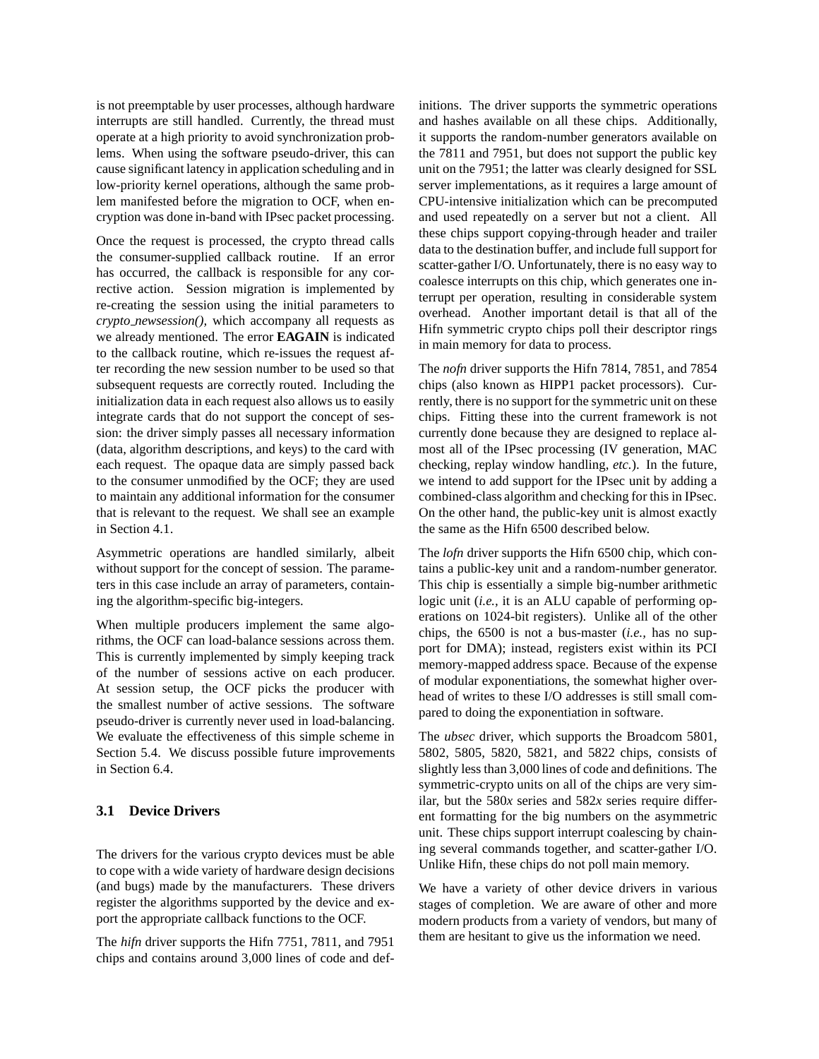is not preemptable by user processes, although hardware interrupts are still handled. Currently, the thread must operate at a high priority to avoid synchronization problems. When using the software pseudo-driver, this can cause significant latency in application scheduling and in low-priority kernel operations, although the same problem manifested before the migration to OCF, when encryption was done in-band with IPsec packet processing.

Once the request is processed, the crypto thread calls the consumer-supplied callback routine. If an error has occurred, the callback is responsible for any corrective action. Session migration is implemented by re-creating the session using the initial parameters to *crypto_newsession()*, which accompany all requests as we already mentioned. The error **EAGAIN** is indicated to the callback routine, which re-issues the request after recording the new session number to be used so that subsequent requests are correctly routed. Including the initialization data in each request also allows us to easily integrate cards that do not support the concept of session: the driver simply passes all necessary information (data, algorithm descriptions, and keys) to the card with each request. The opaque data are simply passed back to the consumer unmodified by the OCF; they are used to maintain any additional information for the consumer that is relevant to the request. We shall see an example in Section 4.1.

Asymmetric operations are handled similarly, albeit without support for the concept of session. The parameters in this case include an array of parameters, containing the algorithm-specific big-integers.

When multiple producers implement the same algorithms, the OCF can load-balance sessions across them. This is currently implemented by simply keeping track of the number of sessions active on each producer. At session setup, the OCF picks the producer with the smallest number of active sessions. The software pseudo-driver is currently never used in load-balancing. We evaluate the effectiveness of this simple scheme in Section 5.4. We discuss possible future improvements in Section 6.4.

### 3.1 Device Drivers

The drivers for the various crypto devices must be able to cope with a wide variety of hardware design decisions (and bugs) made by the manufacturers. These drivers register the algorithms supported by the device and export the appropriate callback functions to the OCF.

The *hifn* driver supports the Hifn 7751, 7811, and 7951 chips and contains around 3,000 lines of code and definitions. The driver supports the symmetric operations and hashes available on all these chips. Additionally, it supports the random-number generators available on the 7811 and 7951, but does not support the public key unit on the 7951; the latter was clearly designed for SSL server implementations, as it requires a large amount of CPU-intensive initialization which can be precomputed and used repeatedly on a server but not a client. All these chips support copying-through header and trailer data to the destination buffer, and include full support for scatter-gather I/O. Unfortunately, there is no easy way to coalesce interrupts on this chip, which generates one interrupt per operation, resulting in considerable system overhead. Another important detail is that all of the Hifn symmetric crypto chips poll their descriptor rings in main memory for data to process.

The *nofn* driver supports the Hifn 7814, 7851, and 7854 chips (also known as HIPP1 packet processors). Currently, there is no support for the symmetric unit on these chips. Fitting these into the current framework is not currently done because they are designed to replace almost all of the IPsec processing (IV generation, MAC checking, replay window handling, *etc.*). In the future, we intend to add support for the IPsec unit by adding a combined-class algorithm and checking for this in IPsec. On the other hand, the public-key unit is almost exactly the same as the Hifn 6500 described below.

The *lofn* driver supports the Hifn 6500 chip, which contains a public-key unit and a random-number generator. This chip is essentially a simple big-number arithmetic logic unit (*i.e.,* it is an ALU capable of performing operations on 1024-bit registers). Unlike all of the other chips, the 6500 is not a bus-master (*i.e.,* has no support for DMA); instead, registers exist within its PCI memory-mapped address space. Because of the expense of modular exponentiations, the somewhat higher overhead of writes to these I/O addresses is still small compared to doing the exponentiation in software.

The *ubsec* driver, which supports the Broadcom 5801, 5802, 5805, 5820, 5821, and 5822 chips, consists of slightly less than 3,000 lines of code and definitions. The symmetric-crypto units on all of the chips are very similar, but the 580*x* series and 582*x* series require different formatting for the big numbers on the asymmetric unit. These chips support interrupt coalescing by chaining several commands together, and scatter-gather I/O. Unlike Hifn, these chips do not poll main memory.

We have a variety of other device drivers in various stages of completion. We are aware of other and more modern products from a variety of vendors, but many of them are hesitant to give us the information we need.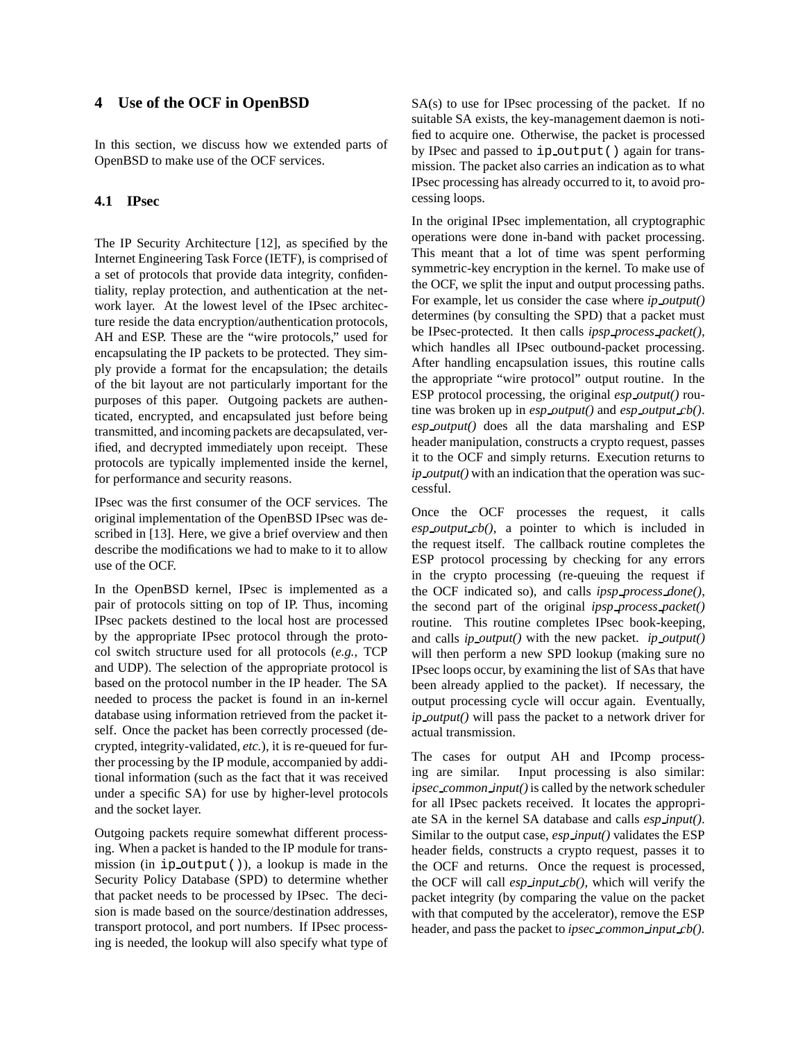## 4 Use of the OCF in OpenBSD

In this section, we discuss how we extended parts of OpenBSD to make use of the OCF services.

### 4.1 IPsec

The IP Security Architecture [12], as specified by the Internet Engineering Task Force (IETF), is comprised of a set of protocols that provide data integrity, confidentiality, replay protection, and authentication at the network layer. At the lowest level of the IPsec architecture reside the data encryption/authentication protocols, AH and ESP. These are the "wire protocols," used for encapsulating the IP packets to be protected. They simply provide a format for the encapsulation; the details of the bit layout are not particularly important for the purposes of this paper. Outgoing packets are authenticated, encrypted, and encapsulated just before being transmitted, and incoming packets are decapsulated, verified, and decrypted immediately upon receipt. These protocols are typically implemented inside the kernel, for performance and security reasons.

IPsec was the first consumer of the OCF services. The original implementation of the OpenBSD IPsec was described in [13]. Here, we give a brief overview and then describe the modifications we had to make to it to allow use of the OCF.

In the OpenBSD kernel, IPsec is implemented as a pair of protocols sitting on top of IP. Thus, incoming IPsec packets destined to the local host are processed by the appropriate IPsec protocol through the protocol switch structure used for all protocols (*e.g.,* TCP and UDP). The selection of the appropriate protocol is based on the protocol number in the IP header. The SA needed to process the packet is found in an in-kernel database using information retrieved from the packet itself. Once the packet has been correctly processed (decrypted, integrity-validated, *etc.*), it is re-queued for further processing by the IP module, accompanied by additional information (such as the fact that it was received under a specific SA) for use by higher-level protocols and the socket layer.

Outgoing packets require somewhat different processing. When a packet is handed to the IP module for transmission (in `ip_output()`), a lookup is made in the Security Policy Database (SPD) to determine whether that packet needs to be processed by IPsec. The decision is made based on the source/destination addresses, transport protocol, and port numbers. If IPsec processing is needed, the lookup will also specify what type of SA(s) to use for IPsec processing of the packet. If no suitable SA exists, the key-management daemon is notified to acquire one. Otherwise, the packet is processed by IPsec and passed to `ip_output()` again for transmission. The packet also carries an indication as to what IPsec processing has already occurred to it, to avoid processing loops.

In the original IPsec implementation, all cryptographic operations were done in-band with packet processing. This meant that a lot of time was spent performing symmetric-key encryption in the kernel. To make use of the OCF, we split the input and output processing paths. For example, let us consider the case where *ip_output()* determines (by consulting the SPD) that a packet must be IPsec-protected. It then calls *ipsp_process_packet()*, which handles all IPsec outbound-packet processing. After handling encapsulation issues, this routine calls the appropriate "wire protocol" output routine. In the ESP protocol processing, the original *esp_output()* routine was broken up in *esp_output()* and *esp_output_cb()*. *esp_output()* does all the data marshaling and ESP header manipulation, constructs a crypto request, passes it to the OCF and simply returns. Execution returns to *ip_output()* with an indication that the operation was successful.

Once the OCF processes the request, it calls *esp_output_cb()*, a pointer to which is included in the request itself. The callback routine completes the ESP protocol processing by checking for any errors in the crypto processing (re-queuing the request if the OCF indicated so), and calls *ipsp_process_done()*, the second part of the original *ipsp_process_packet()* routine. This routine completes IPsec book-keeping, and calls *ip_output()* with the new packet. *ip_output()* will then perform a new SPD lookup (making sure no IPsec loops occur, by examining the list of SAs that have been already applied to the packet). If necessary, the output processing cycle will occur again. Eventually, *ip_output()* will pass the packet to a network driver for actual transmission.

The cases for output AH and IPcomp processing are similar. Input processing is also similar: *ipsec_common_input()* is called by the network scheduler for all IPsec packets received. It locates the appropriate SA in the kernel SA database and calls *esp_input()*. Similar to the output case, *esp_input()* validates the ESP header fields, constructs a crypto request, passes it to the OCF and returns. Once the request is processed, the OCF will call *esp_input_cb()*, which will verify the packet integrity (by comparing the value on the packet with that computed by the accelerator), remove the ESP header, and pass the packet to *ipsec_common_input_cb()*.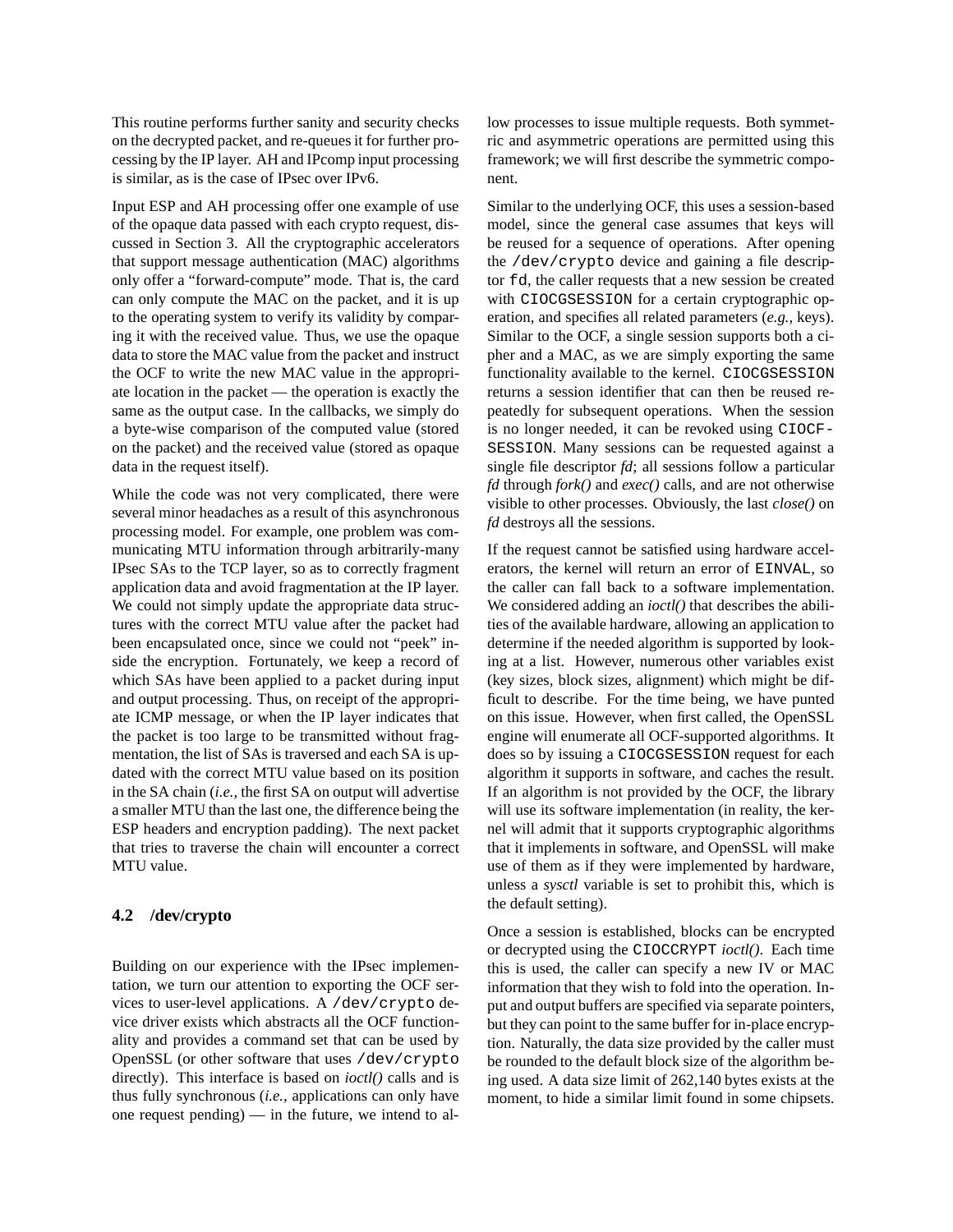This routine performs further sanity and security checks on the decrypted packet, and re-queues it for further processing by the IP layer. AH and IPcomp input processing is similar, as is the case of IPsec over IPv6.

Input ESP and AH processing offer one example of use of the opaque data passed with each crypto request, discussed in Section 3. All the cryptographic accelerators that support message authentication (MAC) algorithms only offer a "forward-compute" mode. That is, the card can only compute the MAC on the packet, and it is up to the operating system to verify its validity by comparing it with the received value. Thus, we use the opaque data to store the MAC value from the packet and instruct the OCF to write the new MAC value in the appropriate location in the packet — the operation is exactly the same as the output case. In the callbacks, we simply do a byte-wise comparison of the computed value (stored on the packet) and the received value (stored as opaque data in the request itself).

While the code was not very complicated, there were several minor headaches as a result of this asynchronous processing model. For example, one problem was communicating MTU information through arbitrarily-many IPsec SAs to the TCP layer, so as to correctly fragment application data and avoid fragmentation at the IP layer. We could not simply update the appropriate data structures with the correct MTU value after the packet had been encapsulated once, since we could not "peek" inside the encryption. Fortunately, we keep a record of which SAs have been applied to a packet during input and output processing. Thus, on receipt of the appropriate ICMP message, or when the IP layer indicates that the packet is too large to be transmitted without fragmentation, the list of SAs is traversed and each SA is updated with the correct MTU value based on its position in the SA chain (*i.e.,* the first SA on output will advertise a smaller MTU than the last one, the difference being the ESP headers and encryption padding). The next packet that tries to traverse the chain will encounter a correct MTU value.

### 4.2 /dev/crypto

Building on our experience with the IPsec implementation, we turn our attention to exporting the OCF services to user-level applications. A `/dev/crypto` device driver exists which abstracts all the OCF functionality and provides a command set that can be used by OpenSSL (or other software that uses `/dev/crypto` directly). This interface is based on *ioctl()* calls and is thus fully synchronous (*i.e.,* applications can only have one request pending) — in the future, we intend to allow processes to issue multiple requests. Both symmetric and asymmetric operations are permitted using this framework; we will first describe the symmetric component.

Similar to the underlying OCF, this uses a session-based model, since the general case assumes that keys will be reused for a sequence of operations. After opening the `/dev/crypto` device and gaining a file descriptor `fd`, the caller requests that a new session be created with `CIOCGSESSION` for a certain cryptographic operation, and specifies all related parameters (*e.g.,* keys). Similar to the OCF, a single session supports both a cipher and a MAC, as we are simply exporting the same functionality available to the kernel. `CIOCGSESSION` returns a session identifier that can then be reused repeatedly for subsequent operations. When the session is no longer needed, it can be revoked using `CIOCFSESSION`. Many sessions can be requested against a single file descriptor *fd*; all sessions follow a particular *fd* through *fork()* and *exec()* calls, and are not otherwise visible to other processes. Obviously, the last *close()* on *fd* destroys all the sessions.

If the request cannot be satisfied using hardware accelerators, the kernel will return an error of `EINVAL`, so the caller can fall back to a software implementation. We considered adding an *ioctl()* that describes the abilities of the available hardware, allowing an application to determine if the needed algorithm is supported by looking at a list. However, numerous other variables exist (key sizes, block sizes, alignment) which might be difficult to describe. For the time being, we have punted on this issue. However, when first called, the OpenSSL engine will enumerate all OCF-supported algorithms. It does so by issuing a `CIOCGSESSION` request for each algorithm it supports in software, and caches the result. If an algorithm is not provided by the OCF, the library will use its software implementation (in reality, the kernel will admit that it supports cryptographic algorithms that it implements in software, and OpenSSL will make use of them as if they were implemented by hardware, unless a *sysctl* variable is set to prohibit this, which is the default setting).

Once a session is established, blocks can be encrypted or decrypted using the `CIOCCRYPT` *ioctl()*. Each time this is used, the caller can specify a new IV or MAC information that they wish to fold into the operation. Input and output buffers are specified via separate pointers, but they can point to the same buffer for in-place encryption. Naturally, the data size provided by the caller must be rounded to the default block size of the algorithm being used. A data size limit of 262,140 bytes exists at the moment, to hide a similar limit found in some chipsets.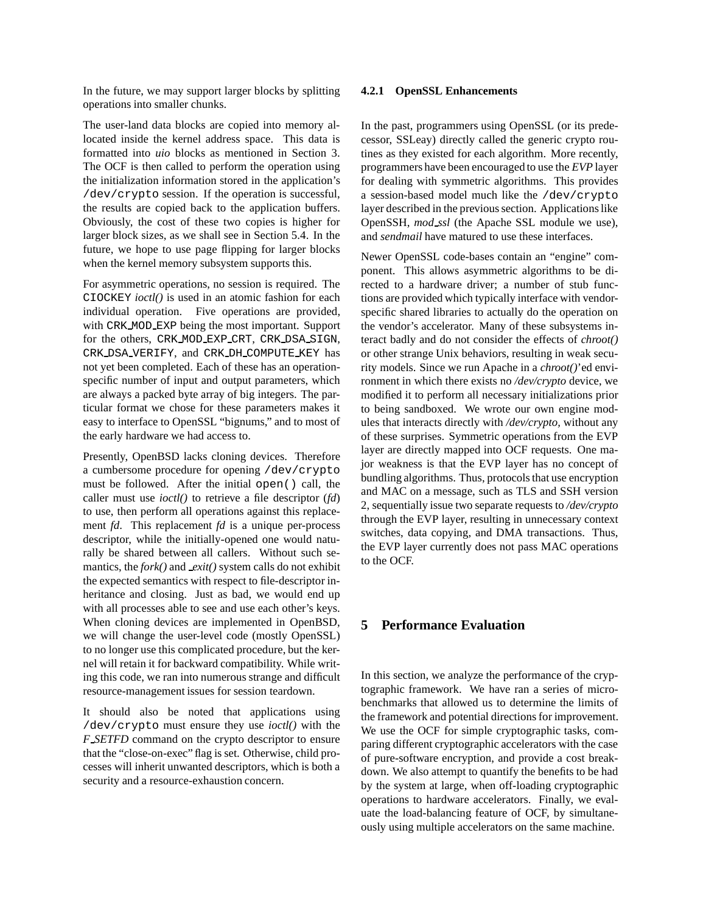In the future, we may support larger blocks by splitting operations into smaller chunks.

The user-land data blocks are copied into memory allocated inside the kernel address space. This data is formatted into *uio* blocks as mentioned in Section 3. The OCF is then called to perform the operation using the initialization information stored in the application's /dev/crypto session. If the operation is successful, the results are copied back to the application buffers. Obviously, the cost of these two copies is higher for larger block sizes, as we shall see in Section 5.4. In the future, we hope to use page flipping for larger blocks when the kernel memory subsystem supports this.

For asymmetric operations, no session is required. The CIOCKEY *ioctl()* is used in an atomic fashion for each individual operation. Five operations are provided, with CRK_MOD_EXP being the most important. Support for the others, CRK_MOD_EXP_CRT, CRK_DSA_SIGN, CRK_DSA_VERIFY, and CRK_DH_COMPUTE_KEY has not yet been completed. Each of these has an operation-specific number of input and output parameters, which are always a packed byte array of big integers. The particular format we chose for these parameters makes it easy to interface to OpenSSL "bignums," and to most of the early hardware we had access to.

Presently, OpenBSD lacks cloning devices. Therefore a cumbersome procedure for opening /dev/crypto must be followed. After the initial open() call, the caller must use *ioctl()* to retrieve a file descriptor (*fd*) to use, then perform all operations against this replacement *fd*. This replacement *fd* is a unique per-process descriptor, while the initially-opened one would naturally be shared between all callers. Without such semantics, the *fork()* and *_exit()* system calls do not exhibit the expected semantics with respect to file-descriptor inheritance and closing. Just as bad, we would end up with all processes able to see and use each other's keys. When cloning devices are implemented in OpenBSD, we will change the user-level code (mostly OpenSSL) to no longer use this complicated procedure, but the kernel will retain it for backward compatibility. While writing this code, we ran into numerous strange and difficult resource-management issues for session teardown.

It should also be noted that applications using /dev/crypto must ensure they use *ioctl()* with the *F_SETFD* command on the crypto descriptor to ensure that the "close-on-exec" flag is set. Otherwise, child processes will inherit unwanted descriptors, which is both a security and a resource-exhaustion concern.

#### 4.2.1 OpenSSL Enhancements

In the past, programmers using OpenSSL (or its predecessor, SSLeay) directly called the generic crypto routines as they existed for each algorithm. More recently, programmers have been encouraged to use the *EVP* layer for dealing with symmetric algorithms. This provides a session-based model much like the /dev/crypto layer described in the previous section. Applications like OpenSSH, *mod_ssl* (the Apache SSL module we use), and *sendmail* have matured to use these interfaces.

Newer OpenSSL code-bases contain an "engine" component. This allows asymmetric algorithms to be directed to a hardware driver; a number of stub functions are provided which typically interface with vendor-specific shared libraries to actually do the operation on the vendor's accelerator. Many of these subsystems interact badly and do not consider the effects of *chroot()* or other strange Unix behaviors, resulting in weak security models. Since we run Apache in a *chroot()*'ed environment in which there exists no */dev/crypto* device, we modified it to perform all necessary initializations prior to being sandboxed. We wrote our own engine modules that interacts directly with */dev/crypto*, without any of these surprises. Symmetric operations from the EVP layer are directly mapped into OCF requests. One major weakness is that the EVP layer has no concept of bundling algorithms. Thus, protocols that use encryption and MAC on a message, such as TLS and SSH version 2, sequentially issue two separate requests to */dev/crypto* through the EVP layer, resulting in unnecessary context switches, data copying, and DMA transactions. Thus, the EVP layer currently does not pass MAC operations to the OCF.

## 5 Performance Evaluation

In this section, we analyze the performance of the cryptographic framework. We have ran a series of microbenchmarks that allowed us to determine the limits of the framework and potential directions for improvement. We use the OCF for simple cryptographic tasks, comparing different cryptographic accelerators with the case of pure-software encryption, and provide a cost breakdown. We also attempt to quantify the benefits to be had by the system at large, when off-loading cryptographic operations to hardware accelerators. Finally, we evaluate the load-balancing feature of OCF, by simultaneously using multiple accelerators on the same machine.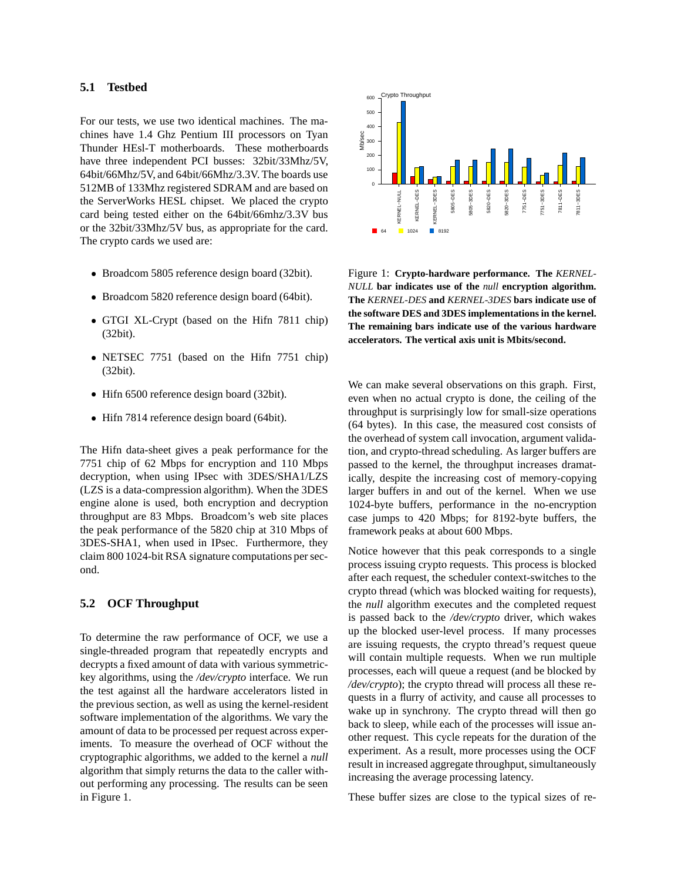### 5.1 Testbed

For our tests, we use two identical machines. The machines have 1.4 Ghz Pentium III processors on Tyan Thunder HEsl-T motherboards. These motherboards have three independent PCI busses: 32bit/33Mhz/5V, 64bit/66Mhz/5V, and 64bit/66Mhz/3.3V. The boards use 512MB of 133Mhz registered SDRAM and are based on the ServerWorks HESL chipset. We placed the crypto card being tested either on the 64bit/66mhz/3.3V bus or the 32bit/33Mhz/5V bus, as appropriate for the card. The crypto cards we used are:

- Broadcom 5805 reference design board (32bit).
- Broadcom 5820 reference design board (64bit).
- GTGI XL-Crypt (based on the Hifn 7811 chip) (32bit).
- NETSEC 7751 (based on the Hifn 7751 chip) (32bit).
- Hifn 6500 reference design board (32bit).
- Hifn 7814 reference design board (64bit).

The Hifn data-sheet gives a peak performance for the 7751 chip of 62 Mbps for encryption and 110 Mbps decryption, when using IPsec with 3DES/SHA1/LZS (LZS is a data-compression algorithm). When the 3DES engine alone is used, both encryption and decryption throughput are 83 Mbps. Broadcom's web site places the peak performance of the 5820 chip at 310 Mbps of 3DES-SHA1, when used in IPsec. Furthermore, they claim 800 1024-bit RSA signature computations per second.

### 5.2 OCF Throughput

To determine the raw performance of OCF, we use a single-threaded program that repeatedly encrypts and decrypts a fixed amount of data with various symmetric-key algorithms, using the */dev/crypto* interface. We run the test against all the hardware accelerators listed in the previous section, as well as using the kernel-resident software implementation of the algorithms. We vary the amount of data to be processed per request across experiments. To measure the overhead of OCF without the cryptographic algorithms, we added to the kernel a *null* algorithm that simply returns the data to the caller without performing any processing. The results can be seen in Figure 1.

Figure 1: **Crypto-hardware performance. The *KERNEL-NULL* bar indicates use of the *null* encryption algorithm. The *KERNEL-DES* and *KERNEL-3DES* bars indicate use of the software DES and 3DES implementations in the kernel. The remaining bars indicate use of the various hardware accelerators. The vertical axis unit is Mbits/second.**

We can make several observations on this graph. First, even when no actual crypto is done, the ceiling of the throughput is surprisingly low for small-size operations (64 bytes). In this case, the measured cost consists of the overhead of system call invocation, argument validation, and crypto-thread scheduling. As larger buffers are passed to the kernel, the throughput increases dramatically, despite the increasing cost of memory-copying larger buffers in and out of the kernel. When we use 1024-byte buffers, performance in the no-encryption case jumps to 420 Mbps; for 8192-byte buffers, the framework peaks at about 600 Mbps.

Notice however that this peak corresponds to a single process issuing crypto requests. This process is blocked after each request, the scheduler context-switches to the crypto thread (which was blocked waiting for requests), the *null* algorithm executes and the completed request is passed back to the */dev/crypto* driver, which wakes up the blocked user-level process. If many processes are issuing requests, the crypto thread's request queue will contain multiple requests. When we run multiple processes, each will queue a request (and be blocked by */dev/crypto*); the crypto thread will process all these requests in a flurry of activity, and cause all processes to wake up in synchrony. The crypto thread will then go back to sleep, while each of the processes will issue another request. This cycle repeats for the duration of the experiment. As a result, more processes using the OCF result in increased aggregate throughput, simultaneously increasing the average processing latency.

These buffer sizes are close to the typical sizes of re-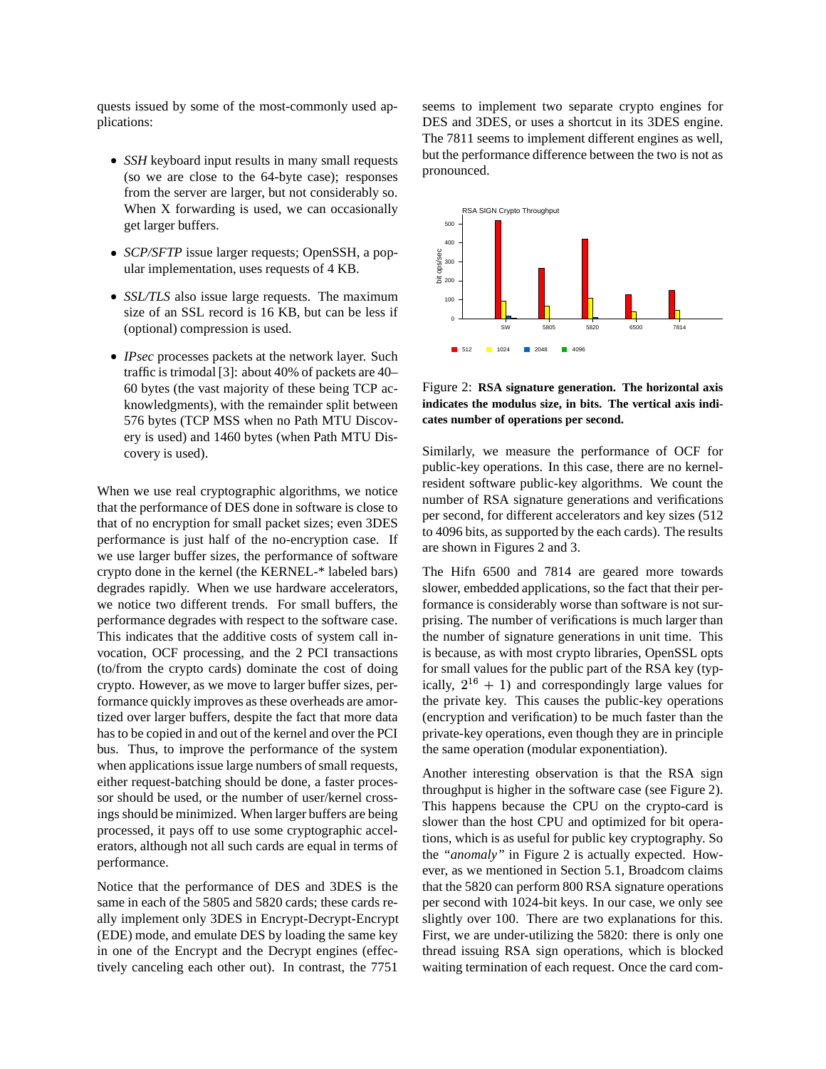quests issued by some of the most-commonly used applications:

- *SSH* keyboard input results in many small requests (so we are close to the 64-byte case); responses from the server are larger, but not considerably so. When X forwarding is used, we can occasionally get larger buffers.
- *SCP/SFTP* issue larger requests; OpenSSH, a popular implementation, uses requests of 4 KB.
- *SSL/TLS* also issue large requests. The maximum size of an SSL record is 16 KB, but can be less if (optional) compression is used.
- *IPsec* processes packets at the network layer. Such traffic is trimodal [3]: about 40% of packets are 40–60 bytes (the vast majority of these being TCP acknowledgments), with the remainder split between 576 bytes (TCP MSS when no Path MTU Discovery is used) and 1460 bytes (when Path MTU Discovery is used).

When we use real cryptographic algorithms, we notice that the performance of DES done in software is close to that of no encryption for small packet sizes; even 3DES performance is just half of the no-encryption case. If we use larger buffer sizes, the performance of software crypto done in the kernel (the KERNEL-* labeled bars) degrades rapidly. When we use hardware accelerators, we notice two different trends. For small buffers, the performance degrades with respect to the software case. This indicates that the additive costs of system call invocation, OCF processing, and the 2 PCI transactions (to/from the crypto cards) dominate the cost of doing crypto. However, as we move to larger buffer sizes, performance quickly improves as these overheads are amortized over larger buffers, despite the fact that more data has to be copied in and out of the kernel and over the PCI bus. Thus, to improve the performance of the system when applications issue large numbers of small requests, either request-batching should be done, a faster processor should be used, or the number of user/kernel crossings should be minimized. When larger buffers are being processed, it pays off to use some cryptographic accelerators, although not all such cards are equal in terms of performance.

Notice that the performance of DES and 3DES is the same in each of the 5805 and 5820 cards; these cards really implement only 3DES in Encrypt-Decrypt-Encrypt (EDE) mode, and emulate DES by loading the same key in one of the Encrypt and the Decrypt engines (effectively canceling each other out). In contrast, the 7751 seems to implement two separate crypto engines for DES and 3DES, or uses a shortcut in its 3DES engine. The 7811 seems to implement different engines as well, but the performance difference between the two is not as pronounced.

Figure 2: **RSA signature generation. The horizontal axis indicates the modulus size, in bits. The vertical axis indicates number of operations per second.**

Similarly, we measure the performance of OCF for public-key operations. In this case, there are no kernel-resident software public-key algorithms. We count the number of RSA signature generations and verifications per second, for different accelerators and key sizes (512 to 4096 bits, as supported by the each cards). The results are shown in Figures 2 and 3.

The Hifn 6500 and 7814 are geared more towards slower, embedded applications, so the fact that their performance is considerably worse than software is not surprising. The number of verifications is much larger than the number of signature generations in unit time. This is because, as with most crypto libraries, OpenSSL opts for small values for the public part of the RSA key (typically, $2^{16} + 1$) and correspondingly large values for the private key. This causes the public-key operations (encryption and verification) to be much faster than the private-key operations, even though they are in principle the same operation (modular exponentiation).

Another interesting observation is that the RSA sign throughput is higher in the software case (see Figure 2). This happens because the CPU on the crypto-card is slower than the host CPU and optimized for bit operations, which is as useful for public key cryptography. So the *"anomaly"* in Figure 2 is actually expected. However, as we mentioned in Section 5.1, Broadcom claims that the 5820 can perform 800 RSA signature operations per second with 1024-bit keys. In our case, we only see slightly over 100. There are two explanations for this. First, we are under-utilizing the 5820: there is only one thread issuing RSA sign operations, which is blocked waiting termination of each request. Once the card com-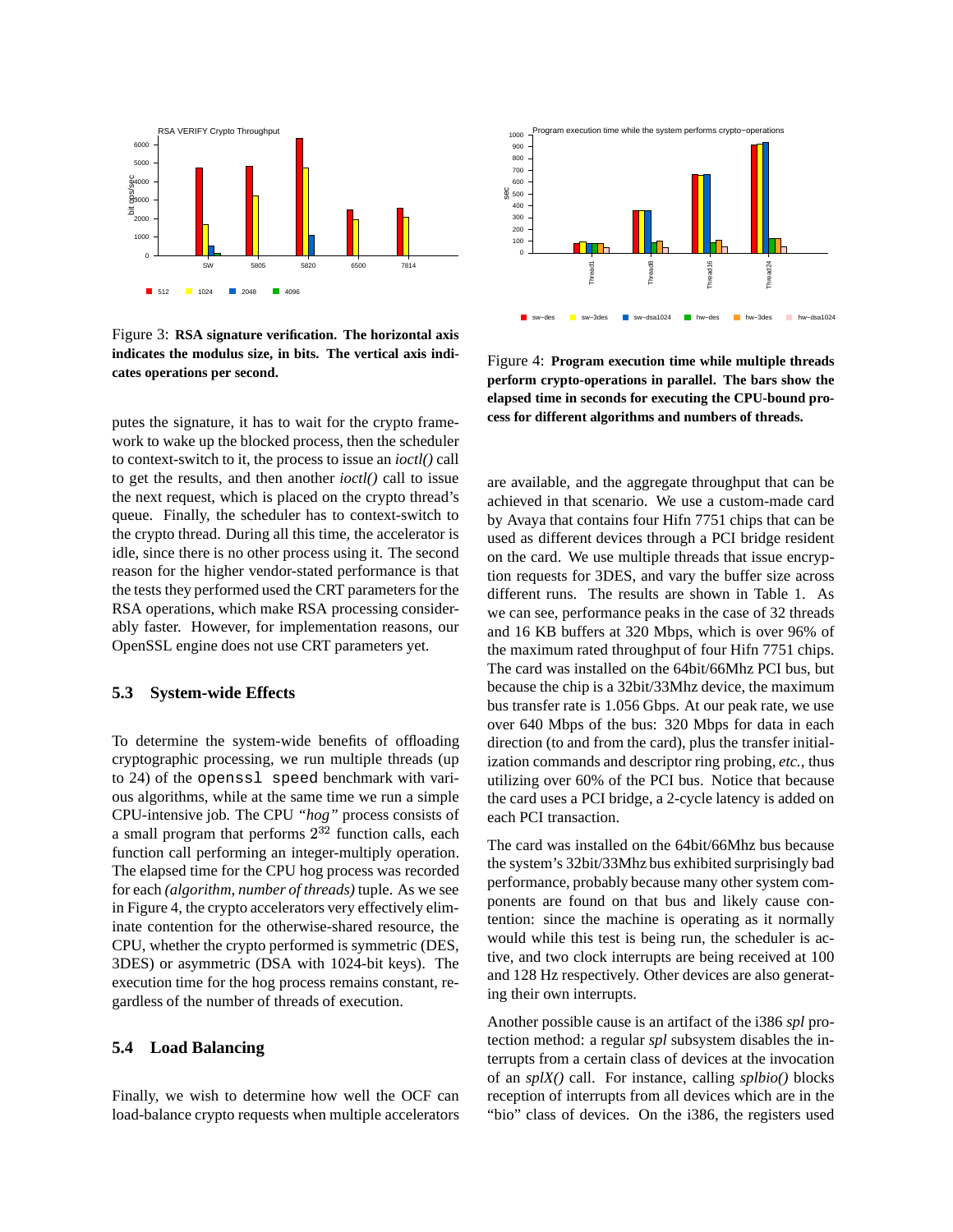Figure 3: **RSA signature verification. The horizontal axis indicates the modulus size, in bits. The vertical axis indicates operations per second.**

Figure 4: **Program execution time while multiple threads perform crypto-operations in parallel. The bars show the elapsed time in seconds for executing the CPU-bound process for different algorithms and numbers of threads.**

putes the signature, it has to wait for the crypto framework to wake up the blocked process, then the scheduler to context-switch to it, the process to issue an *ioctl()* call to get the results, and then another *ioctl()* call to issue the next request, which is placed on the crypto thread's queue. Finally, the scheduler has to context-switch to the crypto thread. During all this time, the accelerator is idle, since there is no other process using it. The second reason for the higher vendor-stated performance is that the tests they performed used the CRT parameters for the RSA operations, which make RSA processing considerably faster. However, for implementation reasons, our OpenSSL engine does not use CRT parameters yet.

### 5.3 System-wide Effects

To determine the system-wide benefits of offloading cryptographic processing, we run multiple threads (up to 24) of the `openssl speed` benchmark with various algorithms, while at the same time we run a simple CPU-intensive job. The CPU *"hog"* process consists of a small program that performs $2^{32}$ function calls, each function call performing an integer-multiply operation. The elapsed time for the CPU hog process was recorded for each *(algorithm, number of threads)* tuple. As we see in Figure 4, the crypto accelerators very effectively eliminate contention for the otherwise-shared resource, the CPU, whether the crypto performed is symmetric (DES, 3DES) or asymmetric (DSA with 1024-bit keys). The execution time for the hog process remains constant, regardless of the number of threads of execution.

### 5.4 Load Balancing

Finally, we wish to determine how well the OCF can load-balance crypto requests when multiple accelerators are available, and the aggregate throughput that can be achieved in that scenario. We use a custom-made card by Avaya that contains four Hifn 7751 chips that can be used as different devices through a PCI bridge resident on the card. We use multiple threads that issue encryption requests for 3DES, and vary the buffer size across different runs. The results are shown in Table 1. As we can see, performance peaks in the case of 32 threads and 16 KB buffers at 320 Mbps, which is over 96% of the maximum rated throughput of four Hifn 7751 chips. The card was installed on the 64bit/66Mhz PCI bus, but because the chip is a 32bit/33Mhz device, the maximum bus transfer rate is 1.056 Gbps. At our peak rate, we use over 640 Mbps of the bus: 320 Mbps for data in each direction (to and from the card), plus the transfer initialization commands and descriptor ring probing, *etc.*, thus utilizing over 60% of the PCI bus. Notice that because the card uses a PCI bridge, a 2-cycle latency is added on each PCI transaction.

The card was installed on the 64bit/66Mhz bus because the system's 32bit/33Mhz bus exhibited surprisingly bad performance, probably because many other system components are found on that bus and likely cause contention: since the machine is operating as it normally would while this test is being run, the scheduler is active, and two clock interrupts are being received at 100 and 128 Hz respectively. Other devices are also generating their own interrupts.

Another possible cause is an artifact of the i386 *spl* protection method: a regular *spl* subsystem disables the interrupts from a certain class of devices at the invocation of an *splX()* call. For instance, calling *splbio()* blocks reception of interrupts from all devices which are in the "bio" class of devices. On the i386, the registers used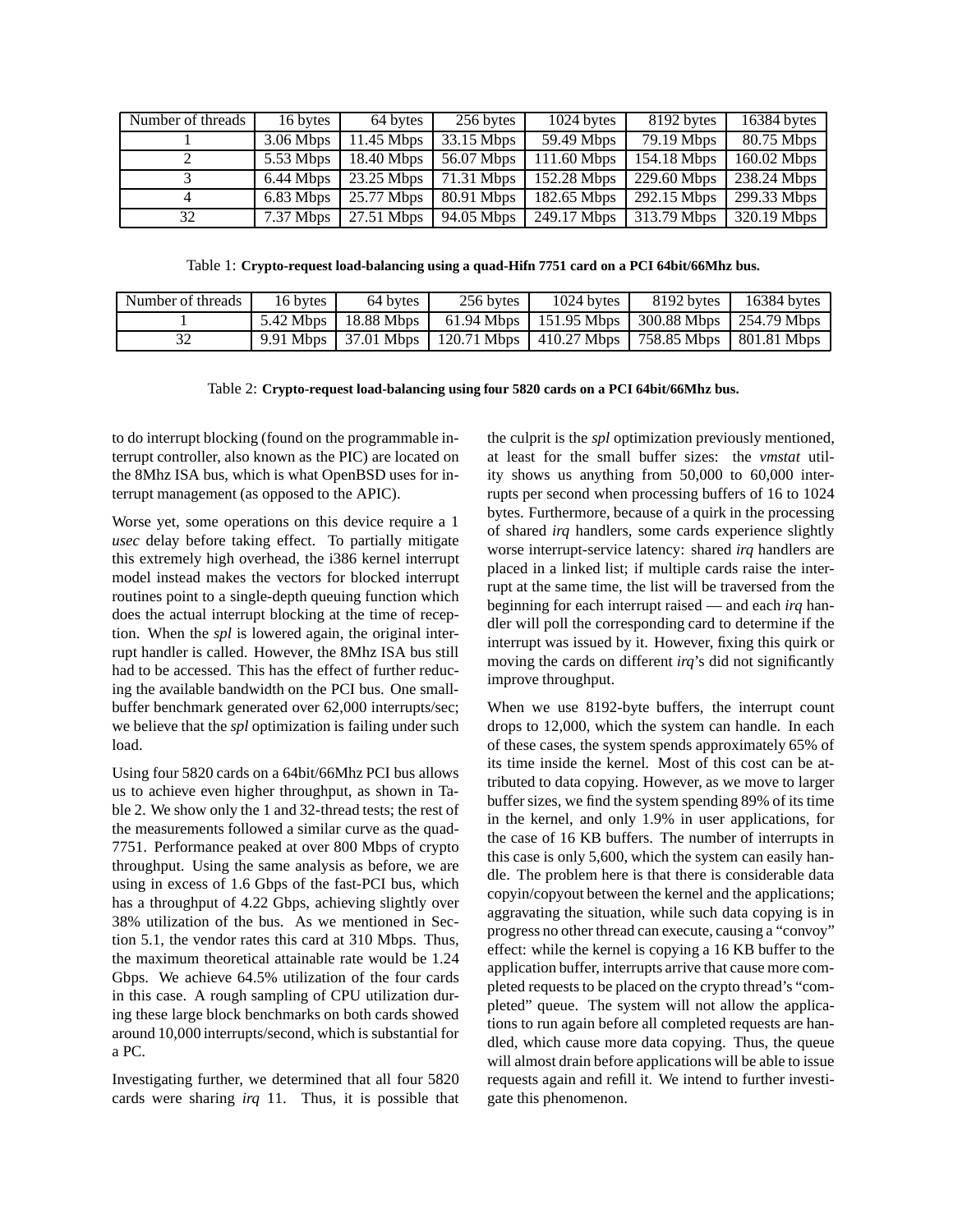| Number of threads | 16 bytes | 64 bytes | 256 bytes | 1024 bytes | 8192 bytes | 16384 bytes |
|---|---|---|---|---|---|---|
| 1 | 3.06 Mbps | 11.45 Mbps | 33.15 Mbps | 59.49 Mbps | 79.19 Mbps | 80.75 Mbps |
| 2 | 5.53 Mbps | 18.40 Mbps | 56.07 Mbps | 111.60 Mbps | 154.18 Mbps | 160.02 Mbps |
| 3 | 6.44 Mbps | 23.25 Mbps | 71.31 Mbps | 152.28 Mbps | 229.60 Mbps | 238.24 Mbps |
| 4 | 6.83 Mbps | 25.77 Mbps | 80.91 Mbps | 182.65 Mbps | 292.15 Mbps | 299.33 Mbps |
| 32 | 7.37 Mbps | 27.51 Mbps | 94.05 Mbps | 249.17 Mbps | 313.79 Mbps | 320.19 Mbps |

Table 1: **Crypto-request load-balancing using a quad-Hifn 7751 card on a PCI 64bit/66Mhz bus.**

| Number of threads | 16 bytes | 64 bytes | 256 bytes | 1024 bytes | 8192 bytes | 16384 bytes |
|---|---|---|---|---|---|---|
| 1 | 5.42 Mbps | 18.88 Mbps | 61.94 Mbps | 151.95 Mbps | 300.88 Mbps | 254.79 Mbps |
| 32 | 9.91 Mbps | 37.01 Mbps | 120.71 Mbps | 410.27 Mbps | 758.85 Mbps | 801.81 Mbps |

Table 2: **Crypto-request load-balancing using four 5820 cards on a PCI 64bit/66Mhz bus.**

to do interrupt blocking (found on the programmable interrupt controller, also known as the PIC) are located on the 8Mhz ISA bus, which is what OpenBSD uses for interrupt management (as opposed to the APIC).

Worse yet, some operations on this device require a 1 *usec* delay before taking effect. To partially mitigate this extremely high overhead, the i386 kernel interrupt model instead makes the vectors for blocked interrupt routines point to a single-depth queuing function which does the actual interrupt blocking at the time of reception. When the *spl* is lowered again, the original interrupt handler is called. However, the 8Mhz ISA bus still had to be accessed. This has the effect of further reducing the available bandwidth on the PCI bus. One small-buffer benchmark generated over 62,000 interrupts/sec; we believe that the *spl* optimization is failing under such load.

Using four 5820 cards on a 64bit/66Mhz PCI bus allows us to achieve even higher throughput, as shown in Table 2. We show only the 1 and 32-thread tests; the rest of the measurements followed a similar curve as the quad-7751. Performance peaked at over 800 Mbps of crypto throughput. Using the same analysis as before, we are using in excess of 1.6 Gbps of the fast-PCI bus, which has a throughput of 4.22 Gbps, achieving slightly over 38% utilization of the bus. As we mentioned in Section 5.1, the vendor rates this card at 310 Mbps. Thus, the maximum theoretical attainable rate would be 1.24 Gbps. We achieve 64.5% utilization of the four cards in this case. A rough sampling of CPU utilization during these large block benchmarks on both cards showed around 10,000 interrupts/second, which is substantial for a PC.

Investigating further, we determined that all four 5820 cards were sharing *irq* 11. Thus, it is possible that the culprit is the *spl* optimization previously mentioned, at least for the small buffer sizes: the *vmstat* utility shows us anything from 50,000 to 60,000 interrupts per second when processing buffers of 16 to 1024 bytes. Furthermore, because of a quirk in the processing of shared *irq* handlers, some cards experience slightly worse interrupt-service latency: shared *irq* handlers are placed in a linked list; if multiple cards raise the interrupt at the same time, the list will be traversed from the beginning for each interrupt raised — and each *irq* handler will poll the corresponding card to determine if the interrupt was issued by it. However, fixing this quirk or moving the cards on different *irq*'s did not significantly improve throughput.

When we use 8192-byte buffers, the interrupt count drops to 12,000, which the system can handle. In each of these cases, the system spends approximately 65% of its time inside the kernel. Most of this cost can be attributed to data copying. However, as we move to larger buffer sizes, we find the system spending 89% of its time in the kernel, and only 1.9% in user applications, for the case of 16 KB buffers. The number of interrupts in this case is only 5,600, which the system can easily handle. The problem here is that there is considerable data copyin/copyout between the kernel and the applications; aggravating the situation, while such data copying is in progress no other thread can execute, causing a "convoy" effect: while the kernel is copying a 16 KB buffer to the application buffer, interrupts arrive that cause more completed requests to be placed on the crypto thread's "completed" queue. The system will not allow the applications to run again before all completed requests are handled, which cause more data copying. Thus, the queue will almost drain before applications will be able to issue requests again and refill it. We intend to further investigate this phenomenon.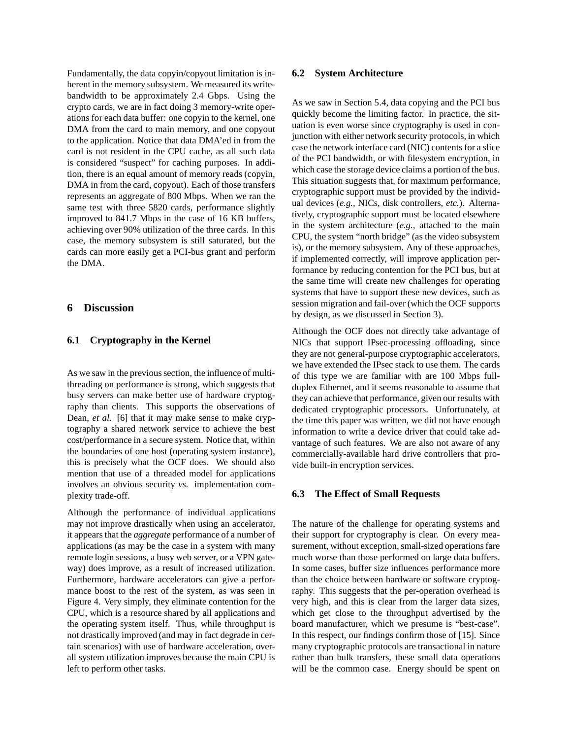Fundamentally, the data copyin/copyout limitation is inherent in the memory subsystem. We measured its write-bandwidth to be approximately 2.4 Gbps. Using the crypto cards, we are in fact doing 3 memory-write operations for each data buffer: one copyin to the kernel, one DMA from the card to main memory, and one copyout to the application. Notice that data DMA'ed in from the card is not resident in the CPU cache, as all such data is considered "suspect" for caching purposes. In addition, there is an equal amount of memory reads (copyin, DMA in from the card, copyout). Each of those transfers represents an aggregate of 800 Mbps. When we ran the same test with three 5820 cards, performance slightly improved to 841.7 Mbps in the case of 16 KB buffers, achieving over 90% utilization of the three cards. In this case, the memory subsystem is still saturated, but the cards can more easily get a PCI-bus grant and perform the DMA.

## 6 Discussion

### 6.1 Cryptography in the Kernel

As we saw in the previous section, the influence of multi-threading on performance is strong, which suggests that busy servers can make better use of hardware cryptography than clients. This supports the observations of Dean, *et al.* [6] that it may make sense to make cryptography a shared network service to achieve the best cost/performance in a secure system. Notice that, within the boundaries of one host (operating system instance), this is precisely what the OCF does. We should also mention that use of a threaded model for applications involves an obvious security *vs.* implementation complexity trade-off.

Although the performance of individual applications may not improve drastically when using an accelerator, it appears that the *aggregate* performance of a number of applications (as may be the case in a system with many remote login sessions, a busy web server, or a VPN gateway) does improve, as a result of increased utilization. Furthermore, hardware accelerators can give a performance boost to the rest of the system, as was seen in Figure 4. Very simply, they eliminate contention for the CPU, which is a resource shared by all applications and the operating system itself. Thus, while throughput is not drastically improved (and may in fact degrade in certain scenarios) with use of hardware acceleration, overall system utilization improves because the main CPU is left to perform other tasks.

### 6.2 System Architecture

As we saw in Section 5.4, data copying and the PCI bus quickly become the limiting factor. In practice, the situation is even worse since cryptography is used in conjunction with either network security protocols, in which case the network interface card (NIC) contents for a slice of the PCI bandwidth, or with filesystem encryption, in which case the storage device claims a portion of the bus. This situation suggests that, for maximum performance, cryptographic support must be provided by the individual devices (*e.g.*, NICs, disk controllers, *etc.*). Alternatively, cryptographic support must be located elsewhere in the system architecture (*e.g.*, attached to the main CPU, the system "north bridge" (as the video subsystem is), or the memory subsystem. Any of these approaches, if implemented correctly, will improve application performance by reducing contention for the PCI bus, but at the same time will create new challenges for operating systems that have to support these new devices, such as session migration and fail-over (which the OCF supports by design, as we discussed in Section 3).

Although the OCF does not directly take advantage of NICs that support IPsec-processing offloading, since they are not general-purpose cryptographic accelerators, we have extended the IPsec stack to use them. The cards of this type we are familiar with are 100 Mbps full-duplex Ethernet, and it seems reasonable to assume that they can achieve that performance, given our results with dedicated cryptographic processors. Unfortunately, at the time this paper was written, we did not have enough information to write a device driver that could take advantage of such features. We are also not aware of any commercially-available hard drive controllers that provide built-in encryption services.

### 6.3 The Effect of Small Requests

The nature of the challenge for operating systems and their support for cryptography is clear. On every measurement, without exception, small-sized operations fare much worse than those performed on large data buffers. In some cases, buffer size influences performance more than the choice between hardware or software cryptography. This suggests that the per-operation overhead is very high, and this is clear from the larger data sizes, which get close to the throughput advertised by the board manufacturer, which we presume is "best-case". In this respect, our findings confirm those of [15]. Since many cryptographic protocols are transactional in nature rather than bulk transfers, these small data operations will be the common case. Energy should be spent on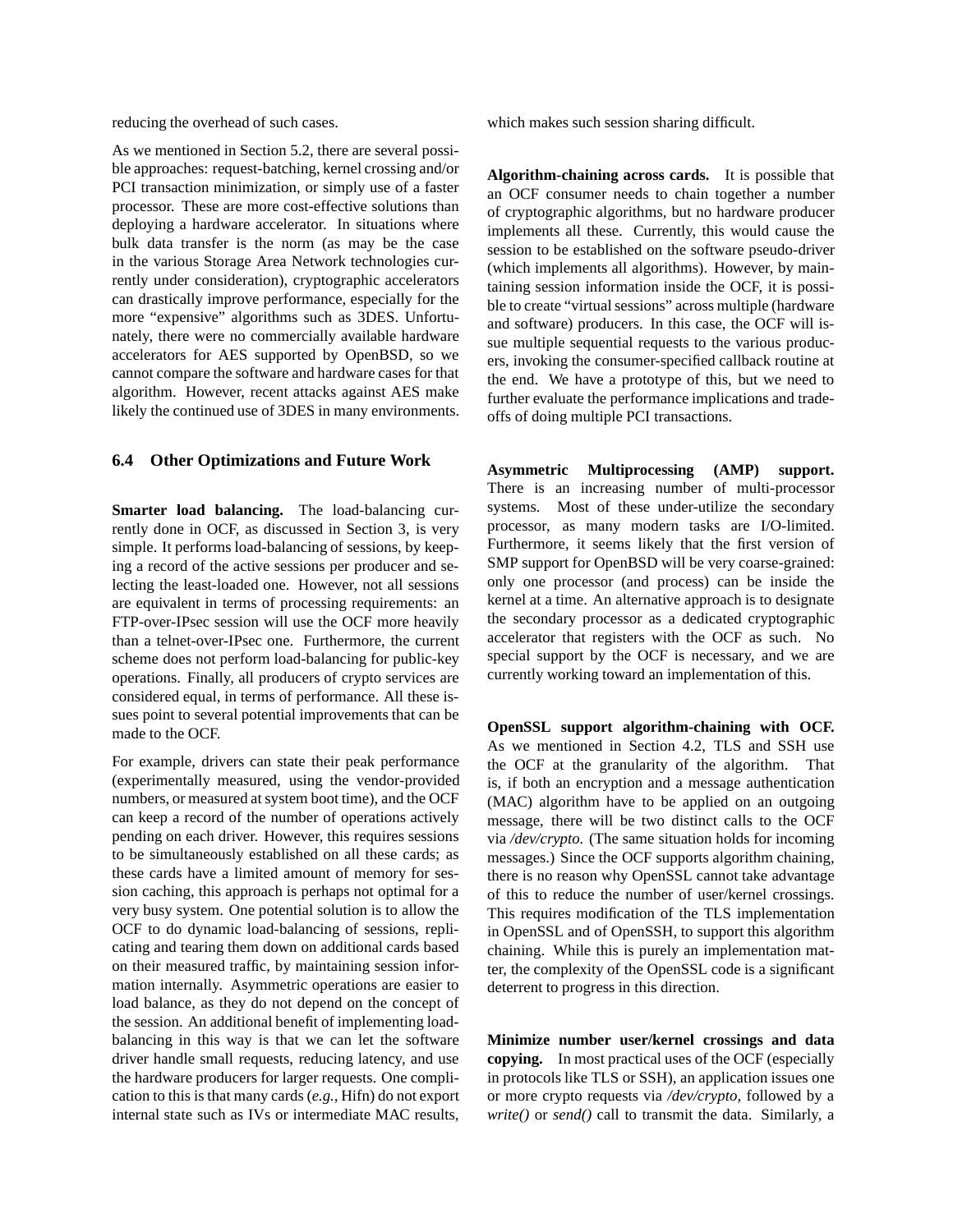reducing the overhead of such cases.

As we mentioned in Section 5.2, there are several possible approaches: request-batching, kernel crossing and/or PCI transaction minimization, or simply use of a faster processor. These are more cost-effective solutions than deploying a hardware accelerator. In situations where bulk data transfer is the norm (as may be the case in the various Storage Area Network technologies currently under consideration), cryptographic accelerators can drastically improve performance, especially for the more "expensive" algorithms such as 3DES. Unfortunately, there were no commercially available hardware accelerators for AES supported by OpenBSD, so we cannot compare the software and hardware cases for that algorithm. However, recent attacks against AES make likely the continued use of 3DES in many environments.

### 6.4 Other Optimizations and Future Work

**Smarter load balancing.** The load-balancing currently done in OCF, as discussed in Section 3, is very simple. It performs load-balancing of sessions, by keeping a record of the active sessions per producer and selecting the least-loaded one. However, not all sessions are equivalent in terms of processing requirements: an FTP-over-IPsec session will use the OCF more heavily than a telnet-over-IPsec one. Furthermore, the current scheme does not perform load-balancing for public-key operations. Finally, all producers of crypto services are considered equal, in terms of performance. All these issues point to several potential improvements that can be made to the OCF.

For example, drivers can state their peak performance (experimentally measured, using the vendor-provided numbers, or measured at system boot time), and the OCF can keep a record of the number of operations actively pending on each driver. However, this requires sessions to be simultaneously established on all these cards; as these cards have a limited amount of memory for session caching, this approach is perhaps not optimal for a very busy system. One potential solution is to allow the OCF to do dynamic load-balancing of sessions, replicating and tearing them down on additional cards based on their measured traffic, by maintaining session information internally. Asymmetric operations are easier to load balance, as they do not depend on the concept of the session. An additional benefit of implementing load-balancing in this way is that we can let the software driver handle small requests, reducing latency, and use the hardware producers for larger requests. One complication to this is that many cards (*e.g.,* Hifn) do not export internal state such as IVs or intermediate MAC results, which makes such session sharing difficult.

**Algorithm-chaining across cards.** It is possible that an OCF consumer needs to chain together a number of cryptographic algorithms, but no hardware producer implements all these. Currently, this would cause the session to be established on the software pseudo-driver (which implements all algorithms). However, by maintaining session information inside the OCF, it is possible to create "virtual sessions" across multiple (hardware and software) producers. In this case, the OCF will issue multiple sequential requests to the various producers, invoking the consumer-specified callback routine at the end. We have a prototype of this, but we need to further evaluate the performance implications and trade-offs of doing multiple PCI transactions.

**Asymmetric Multiprocessing (AMP) support.** There is an increasing number of multi-processor systems. Most of these under-utilize the secondary processor, as many modern tasks are I/O-limited. Furthermore, it seems likely that the first version of SMP support for OpenBSD will be very coarse-grained: only one processor (and process) can be inside the kernel at a time. An alternative approach is to designate the secondary processor as a dedicated cryptographic accelerator that registers with the OCF as such. No special support by the OCF is necessary, and we are currently working toward an implementation of this.

**OpenSSL support algorithm-chaining with OCF.** As we mentioned in Section 4.2, TLS and SSH use the OCF at the granularity of the algorithm. That is, if both an encryption and a message authentication (MAC) algorithm have to be applied on an outgoing message, there will be two distinct calls to the OCF via */dev/crypto.* (The same situation holds for incoming messages.) Since the OCF supports algorithm chaining, there is no reason why OpenSSL cannot take advantage of this to reduce the number of user/kernel crossings. This requires modification of the TLS implementation in OpenSSL and of OpenSSH, to support this algorithm chaining. While this is purely an implementation matter, the complexity of the OpenSSL code is a significant deterrent to progress in this direction.

**Minimize number user/kernel crossings and data copying.** In most practical uses of the OCF (especially in protocols like TLS or SSH), an application issues one or more crypto requests via */dev/crypto,* followed by a *write()* or *send()* call to transmit the data. Similarly, a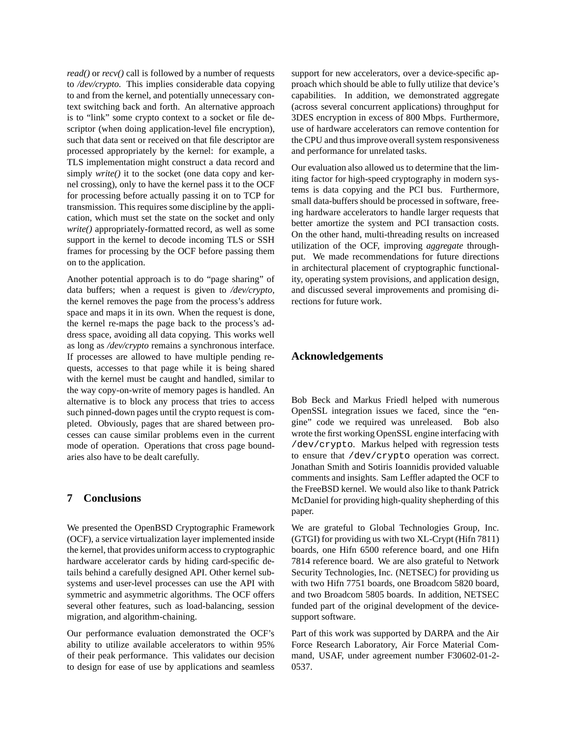*read()* or *recv()* call is followed by a number of requests to */dev/crypto*. This implies considerable data copying to and from the kernel, and potentially unnecessary context switching back and forth. An alternative approach is to "link" some crypto context to a socket or file descriptor (when doing application-level file encryption), such that data sent or received on that file descriptor are processed appropriately by the kernel: for example, a TLS implementation might construct a data record and simply *write()* it to the socket (one data copy and kernel crossing), only to have the kernel pass it to the OCF for processing before actually passing it on to TCP for transmission. This requires some discipline by the application, which must set the state on the socket and only *write()* appropriately-formatted record, as well as some support in the kernel to decode incoming TLS or SSH frames for processing by the OCF before passing them on to the application.

Another potential approach is to do "page sharing" of data buffers; when a request is given to */dev/crypto*, the kernel removes the page from the process's address space and maps it in its own. When the request is done, the kernel re-maps the page back to the process's address space, avoiding all data copying. This works well as long as */dev/crypto* remains a synchronous interface. If processes are allowed to have multiple pending requests, accesses to that page while it is being shared with the kernel must be caught and handled, similar to the way copy-on-write of memory pages is handled. An alternative is to block any process that tries to access such pinned-down pages until the crypto request is completed. Obviously, pages that are shared between processes can cause similar problems even in the current mode of operation. Operations that cross page boundaries also have to be dealt carefully.

## 7 Conclusions

We presented the OpenBSD Cryptographic Framework (OCF), a service virtualization layer implemented inside the kernel, that provides uniform access to cryptographic hardware accelerator cards by hiding card-specific details behind a carefully designed API. Other kernel subsystems and user-level processes can use the API with symmetric and asymmetric algorithms. The OCF offers several other features, such as load-balancing, session migration, and algorithm-chaining.

Our performance evaluation demonstrated the OCF's ability to utilize available accelerators to within 95% of their peak performance. This validates our decision to design for ease of use by applications and seamless support for new accelerators, over a device-specific approach which should be able to fully utilize that device's capabilities. In addition, we demonstrated aggregate (across several concurrent applications) throughput for 3DES encryption in excess of 800 Mbps. Furthermore, use of hardware accelerators can remove contention for the CPU and thus improve overall system responsiveness and performance for unrelated tasks.

Our evaluation also allowed us to determine that the limiting factor for high-speed cryptography in modern systems is data copying and the PCI bus. Furthermore, small data-buffers should be processed in software, freeing hardware accelerators to handle larger requests that better amortize the system and PCI transaction costs. On the other hand, multi-threading results on increased utilization of the OCF, improving *aggregate* throughput. We made recommendations for future directions in architectural placement of cryptographic functionality, operating system provisions, and application design, and discussed several improvements and promising directions for future work.

## Acknowledgements

Bob Beck and Markus Friedl helped with numerous OpenSSL integration issues we faced, since the "engine" code we required was unreleased. Bob also wrote the first working OpenSSL engine interfacing with `/dev/crypto`. Markus helped with regression tests to ensure that `/dev/crypto` operation was correct. Jonathan Smith and Sotiris Ioannidis provided valuable comments and insights. Sam Leffler adapted the OCF to the FreeBSD kernel. We would also like to thank Patrick McDaniel for providing high-quality shepherding of this paper.

We are grateful to Global Technologies Group, Inc. (GTGI) for providing us with two XL-Crypt (Hifn 7811) boards, one Hifn 6500 reference board, and one Hifn 7814 reference board. We are also grateful to Network Security Technologies, Inc. (NETSEC) for providing us with two Hifn 7751 boards, one Broadcom 5820 board, and two Broadcom 5805 boards. In addition, NETSEC funded part of the original development of the device-support software.

Part of this work was supported by DARPA and the Air Force Research Laboratory, Air Force Material Command, USAF, under agreement number F30602-01-2-0537.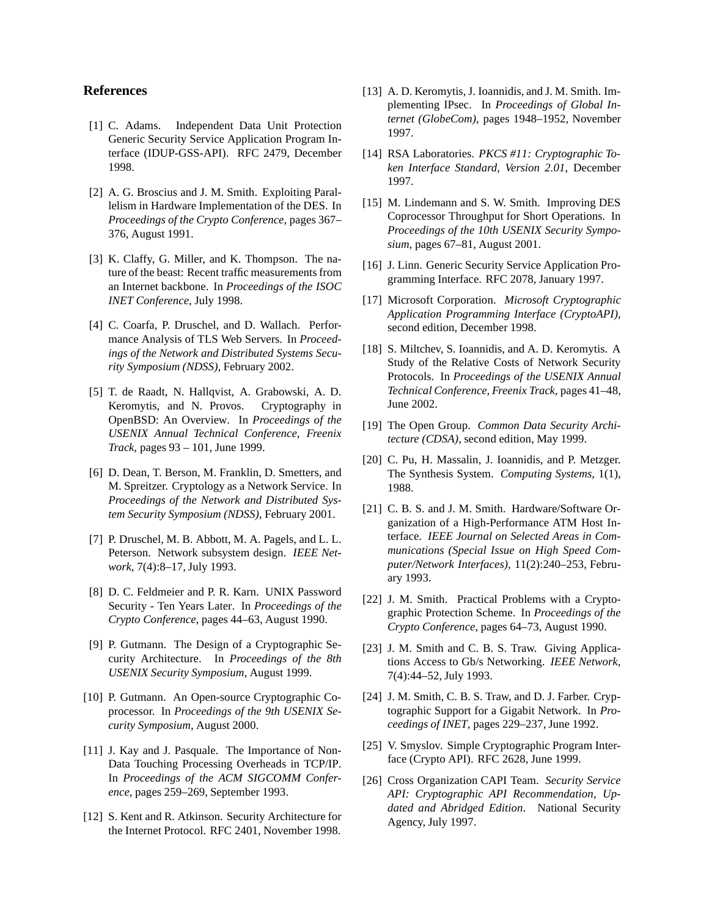## References

[1] C. Adams. Independent Data Unit Protection Generic Security Service Application Program Interface (IDUP-GSS-API). RFC 2479, December 1998.

[2] A. G. Broscius and J. M. Smith. Exploiting Parallelism in Hardware Implementation of the DES. In *Proceedings of the Crypto Conference*, pages 367–376, August 1991.

[3] K. Claffy, G. Miller, and K. Thompson. The nature of the beast: Recent traffic measurements from an Internet backbone. In *Proceedings of the ISOC INET Conference*, July 1998.

[4] C. Coarfa, P. Druschel, and D. Wallach. Performance Analysis of TLS Web Servers. In *Proceedings of the Network and Distributed Systems Security Symposium (NDSS)*, February 2002.

[5] T. de Raadt, N. Hallqvist, A. Grabowski, A. D. Keromytis, and N. Provos. Cryptography in OpenBSD: An Overview. In *Proceedings of the USENIX Annual Technical Conference, Freenix Track*, pages 93 – 101, June 1999.

[6] D. Dean, T. Berson, M. Franklin, D. Smetters, and M. Spreitzer. Cryptology as a Network Service. In *Proceedings of the Network and Distributed System Security Symposium (NDSS)*, February 2001.

[7] P. Druschel, M. B. Abbott, M. A. Pagels, and L. L. Peterson. Network subsystem design. *IEEE Network*, 7(4):8–17, July 1993.

[8] D. C. Feldmeier and P. R. Karn. UNIX Password Security - Ten Years Later. In *Proceedings of the Crypto Conference*, pages 44–63, August 1990.

[9] P. Gutmann. The Design of a Cryptographic Security Architecture. In *Proceedings of the 8th USENIX Security Symposium*, August 1999.

[10] P. Gutmann. An Open-source Cryptographic Coprocessor. In *Proceedings of the 9th USENIX Security Symposium*, August 2000.

[11] J. Kay and J. Pasquale. The Importance of Non-Data Touching Processing Overheads in TCP/IP. In *Proceedings of the ACM SIGCOMM Conference*, pages 259–269, September 1993.

[12] S. Kent and R. Atkinson. Security Architecture for the Internet Protocol. RFC 2401, November 1998.

[13] A. D. Keromytis, J. Ioannidis, and J. M. Smith. Implementing IPsec. In *Proceedings of Global Internet (GlobeCom)*, pages 1948–1952, November 1997.

[14] RSA Laboratories. *PKCS #11: Cryptographic Token Interface Standard, Version 2.01*, December 1997.

[15] M. Lindemann and S. W. Smith. Improving DES Coprocessor Throughput for Short Operations. In *Proceedings of the 10th USENIX Security Symposium*, pages 67–81, August 2001.

[16] J. Linn. Generic Security Service Application Programming Interface. RFC 2078, January 1997.

[17] Microsoft Corporation. *Microsoft Cryptographic Application Programming Interface (CryptoAPI)*, second edition, December 1998.

[18] S. Miltchev, S. Ioannidis, and A. D. Keromytis. A Study of the Relative Costs of Network Security Protocols. In *Proceedings of the USENIX Annual Technical Conference, Freenix Track*, pages 41–48, June 2002.

[19] The Open Group. *Common Data Security Architecture (CDSA)*, second edition, May 1999.

[20] C. Pu, H. Massalin, J. Ioannidis, and P. Metzger. The Synthesis System. *Computing Systems*, 1(1), 1988.

[21] C. B. S. and J. M. Smith. Hardware/Software Organization of a High-Performance ATM Host Interface. *IEEE Journal on Selected Areas in Communications (Special Issue on High Speed Computer/Network Interfaces)*, 11(2):240–253, February 1993.

[22] J. M. Smith. Practical Problems with a Cryptographic Protection Scheme. In *Proceedings of the Crypto Conference*, pages 64–73, August 1990.

[23] J. M. Smith and C. B. S. Traw. Giving Applications Access to Gb/s Networking. *IEEE Network*, 7(4):44–52, July 1993.

[24] J. M. Smith, C. B. S. Traw, and D. J. Farber. Cryptographic Support for a Gigabit Network. In *Proceedings of INET*, pages 229–237, June 1992.

[25] V. Smyslov. Simple Cryptographic Program Interface (Crypto API). RFC 2628, June 1999.

[26] Cross Organization CAPI Team. *Security Service API: Cryptographic API Recommendation, Updated and Abridged Edition*. National Security Agency, July 1997.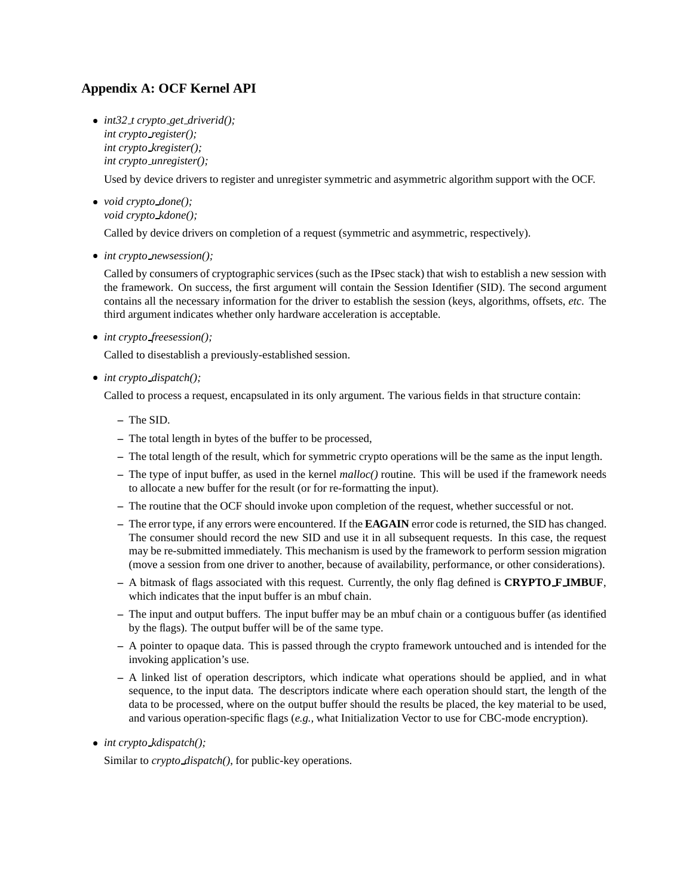## Appendix A: OCF Kernel API

- *int32_t crypto_get_driverid();*
  *int crypto_register();*
  *int crypto_kregister();*
  *int crypto_unregister();*

  Used by device drivers to register and unregister symmetric and asymmetric algorithm support with the OCF.

- *void crypto_done();*
  *void crypto_kdone();*

  Called by device drivers on completion of a request (symmetric and asymmetric, respectively).

- *int crypto_newsession();*

  Called by consumers of cryptographic services (such as the IPsec stack) that wish to establish a new session with the framework. On success, the first argument will contain the Session Identifier (SID). The second argument contains all the necessary information for the driver to establish the session (keys, algorithms, offsets, *etc*. The third argument indicates whether only hardware acceleration is acceptable.

- *int crypto_freesession();*

  Called to disestablish a previously-established session.

- *int crypto_dispatch();*

  Called to process a request, encapsulated in its only argument. The various fields in that structure contain:

  - The SID.
  - The total length in bytes of the buffer to be processed,
  - The total length of the result, which for symmetric crypto operations will be the same as the input length.
  - The type of input buffer, as used in the kernel *malloc()* routine. This will be used if the framework needs to allocate a new buffer for the result (or for re-formatting the input).
  - The routine that the OCF should invoke upon completion of the request, whether successful or not.
  - The error type, if any errors were encountered. If the **EAGAIN** error code is returned, the SID has changed. The consumer should record the new SID and use it in all subsequent requests. In this case, the request may be re-submitted immediately. This mechanism is used by the framework to perform session migration (move a session from one driver to another, because of availability, performance, or other considerations).
  - A bitmask of flags associated with this request. Currently, the only flag defined is **CRYPTO_F_IMBUF**, which indicates that the input buffer is an mbuf chain.
  - The input and output buffers. The input buffer may be an mbuf chain or a contiguous buffer (as identified by the flags). The output buffer will be of the same type.
  - A pointer to opaque data. This is passed through the crypto framework untouched and is intended for the invoking application's use.
  - A linked list of operation descriptors, which indicate what operations should be applied, and in what sequence, to the input data. The descriptors indicate where each operation should start, the length of the data to be processed, where on the output buffer should the results be placed, the key material to be used, and various operation-specific flags (*e.g.,* what Initialization Vector to use for CBC-mode encryption).

- *int crypto_kdispatch();*

  Similar to *crypto_dispatch()*, for public-key operations.